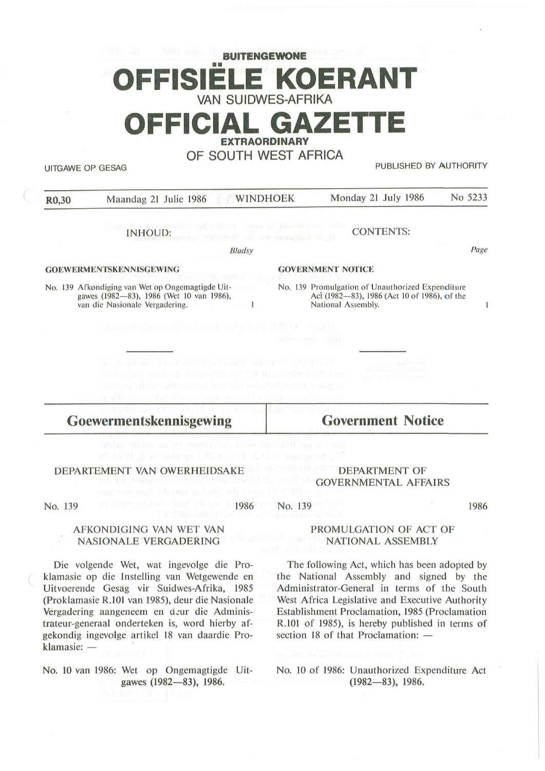BUITENGEWONE

# OFFISIËLE KOERANT

VAN SUIDWES-AFRIKA

# OFFICIAL GAZETTE

EXTRAORDINARY

OF SOUTH WEST AFRICA

UITGAWE OP GESAG | PUBLISHED BY AUTHORITY

**R0,30** | Maandag 21 Julie 1986 | WINDHOEK | Monday 21 July 1986 | No 5233

| INHOUD: | | CONTENTS: | |
|---|---|---|---|
| | *Bladsy* | | *Page* |
| **GOEWERMENTSKENNISGEWING** | | **GOVERNMENT NOTICE** | |
| No. 139 Afkondiging van Wet op Ongemagtigde Uitgawes (1982—83), 1986 (Wet 10 van 1986), van die Nasionale Vergadering. | 1 | No. 139 Promulgation of Unauthorized Expenditure Act (1982—83), 1986 (Act 10 of 1986), of the National Assembly. | 1 |

## Goewermentskennisgewing

## Government Notice

DEPARTEMENT VAN OWERHEIDSAKE

DEPARTMENT OF GOVERNMENTAL AFFAIRS

No. 139 1986

### AFKONDIGING VAN WET VAN NASIONALE VERGADERING

Die volgende Wet, wat ingevolge die Proklamasie op die Instelling van Wetgewende en Uitvoerende Gesag vir Suidwes-Afrika, 1985 (Proklamasie R.101 van 1985), deur die Nasionale Vergadering aangeneem en deur die Administrateur-generaal onderteken is, word hierby afgekondig ingevolge artikel 18 van daardie Proklamasie: —

No. 10 van 1986: Wet op Ongemagtigde Uitgawes (1982—83), 1986.

No. 139 1986

### PROMULGATION OF ACT OF NATIONAL ASSEMBLY

The following Act, which has been adopted by the National Assembly and signed by the Administrator-General in terms of the South West Africa Legislative and Executive Authority Establishment Proclamation, 1985 (Proclamation R.101 of 1985), is hereby published in terms of section 18 of that Proclamation: —

No. 10 of 1986: Unauthorized Expenditure Act (1982—83), 1986.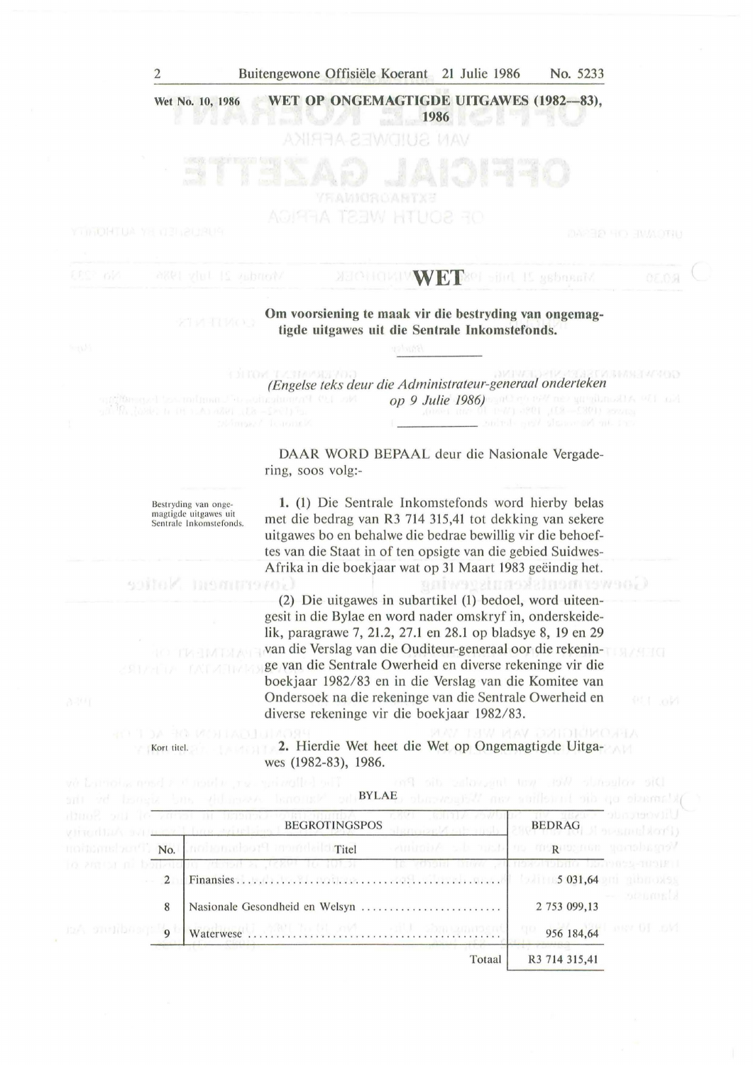Wet No. 10, 1986

# WET OP ONGEMAGTIGDE UITGAWES (1982—83), 1986

## WET

**Om voorsiening te maak vir die bestryding van ongemagtigde uitgawes uit die Sentrale Inkomstefonds.**

*(Engelse teks deur die Administrateur-generaal onderteken op 9 Julie 1986)*

DAAR WORD BEPAAL deur die Nasionale Vergadering, soos volg:-

Bestryding van ongemagtigde uitgawes uit Sentrale Inkomstefonds.

**1.** (1) Die Sentrale Inkomstefonds word hierby belas met die bedrag van R3 714 315,41 tot dekking van sekere uitgawes bo en behalwe die bedrae bewillig vir die behoeftes van die Staat in of ten opsigte van die gebied Suidwes-Afrika in die boekjaar wat op 31 Maart 1983 geëindig het.

(2) Die uitgawes in subartikel (1) bedoel, word uiteengesit in die Bylae en word nader omskryf in, onderskeidelik, paragrawe 7, 21.2, 27.1 en 28.1 op bladsye 8, 19 en 29 van die Verslag van die Ouditeur-generaal oor die rekeninge van die Sentrale Owerheid en diverse rekeninge vir die boekjaar 1982/83 en in die Verslag van die Komitee van Ondersoek na die rekeninge van die Sentrale Owerheid en diverse rekeninge vir die boekjaar 1982/83.

Kort titel.

**2.** Hierdie Wet heet die Wet op Ongemagtigde Uitgawes (1982-83), 1986.

BYLAE

| BEGROTINGSPOS | | BEDRAG |
|---|---|---|
| No. | Titel | R |
| 2 | Finansies | 5 031,64 |
| 8 | Nasionale Gesondheid en Welsyn | 2 753 099,13 |
| 9 | Waterwese | 956 184,64 |
| | Totaal | R3 714 315,41 |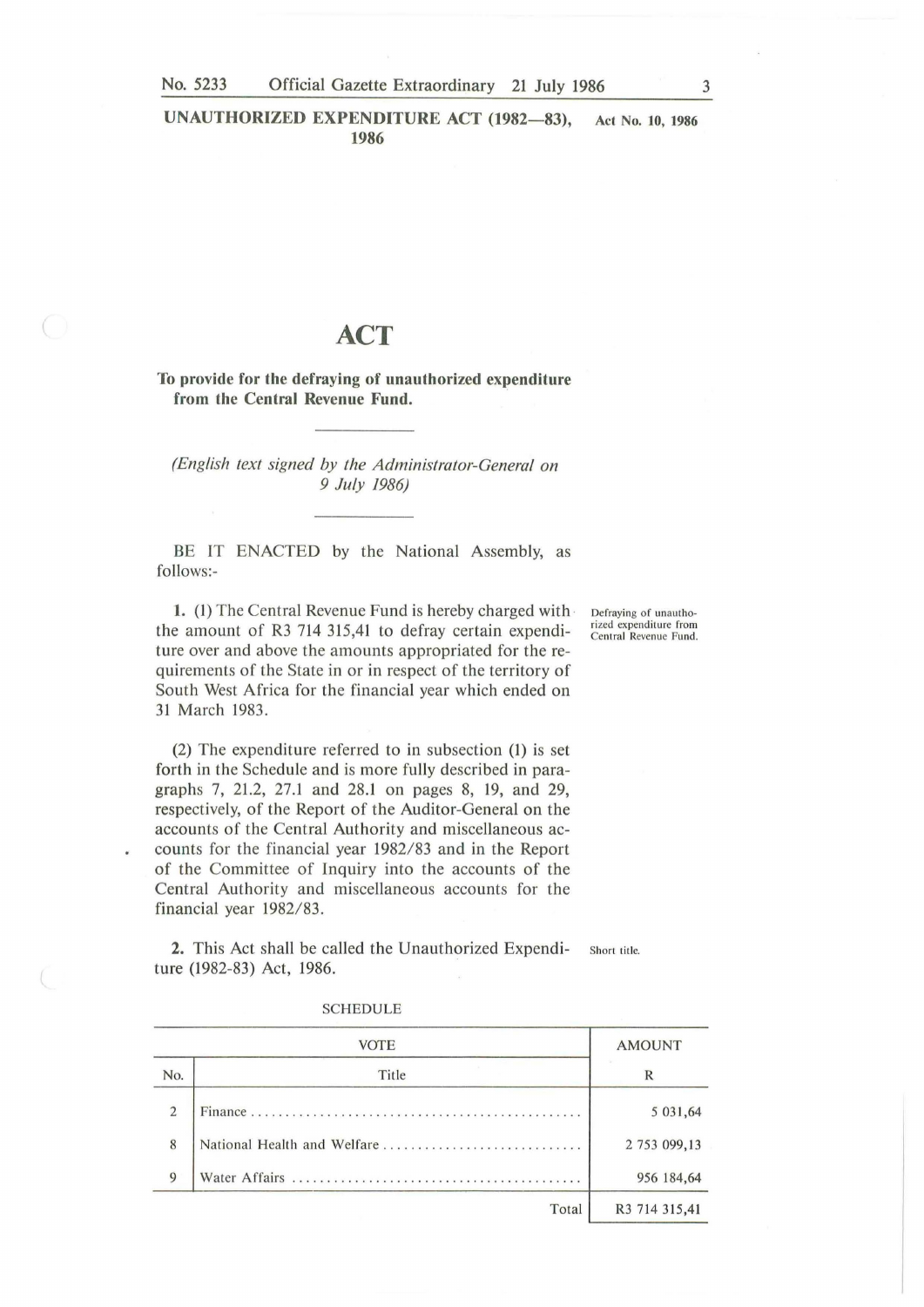**UNAUTHORIZED EXPENDITURE ACT (1982—83), 1986** Act No. 10, 1986

# ACT

**To provide for the defraying of unauthorized expenditure from the Central Revenue Fund.**

*(English text signed by the Administrator-General on 9 July 1986)*

BE IT ENACTED by the National Assembly, as follows:-

Defraying of unauthorized expenditure from Central Revenue Fund.

**1.** (1) The Central Revenue Fund is hereby charged with the amount of R3 714 315,41 to defray certain expenditure over and above the amounts appropriated for the requirements of the State in or in respect of the territory of South West Africa for the financial year which ended on 31 March 1983.

(2) The expenditure referred to in subsection (1) is set forth in the Schedule and is more fully described in paragraphs 7, 21.2, 27.1 and 28.1 on pages 8, 19, and 29, respectively, of the Report of the Auditor-General on the accounts of the Central Authority and miscellaneous accounts for the financial year 1982/83 and in the Report of the Committee of Inquiry into the accounts of the Central Authority and miscellaneous accounts for the financial year 1982/83.

Short title.

**2.** This Act shall be called the Unauthorized Expenditure (1982-83) Act, 1986.

SCHEDULE

| VOTE | | AMOUNT |
|---|---|---|
| No. | Title | R |
| 2 | Finance | 5 031,64 |
| 8 | National Health and Welfare | 2 753 099,13 |
| 9 | Water Affairs | 956 184,64 |
| | Total | R3 714 315,41 |